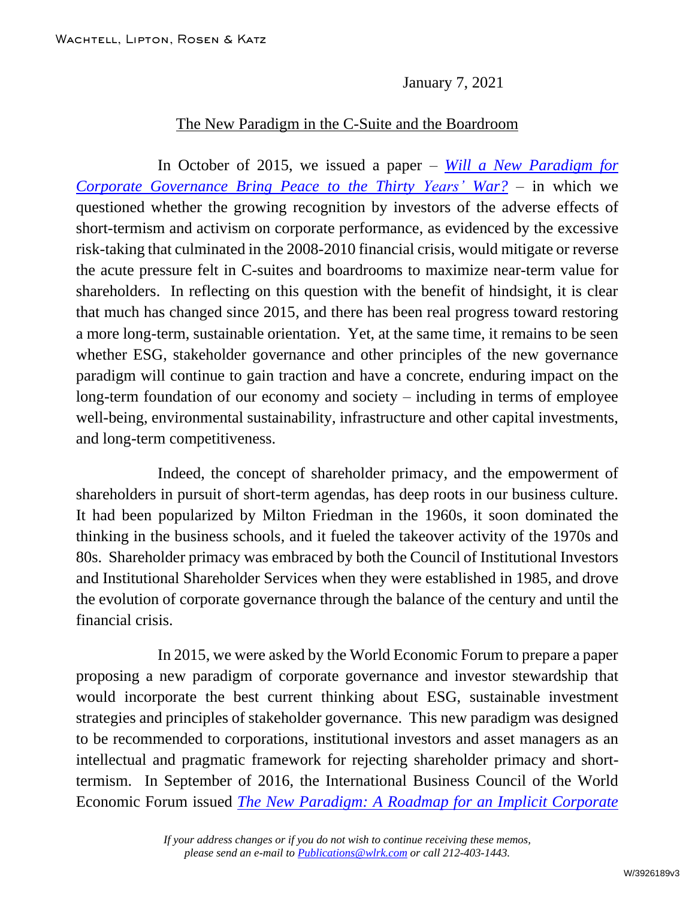WACHTELL, LIPTON, ROSEN & KATZ

January 7, 2021

# The New Paradigm in the C-Suite and the Boardroom

In October of 2015, we issued a paper – *Will a New Paradigm for Corporate Governance Bring Peace to the Thirty Years' War?* – in which we questioned whether the growing recognition by investors of the adverse effects of short-termism and activism on corporate performance, as evidenced by the excessive risk-taking that culminated in the 2008-2010 financial crisis, would mitigate or reverse the acute pressure felt in C-suites and boardrooms to maximize near-term value for shareholders. In reflecting on this question with the benefit of hindsight, it is clear that much has changed since 2015, and there has been real progress toward restoring a more long-term, sustainable orientation. Yet, at the same time, it remains to be seen whether ESG, stakeholder governance and other principles of the new governance paradigm will continue to gain traction and have a concrete, enduring impact on the long-term foundation of our economy and society – including in terms of employee well-being, environmental sustainability, infrastructure and other capital investments, and long-term competitiveness.

Indeed, the concept of shareholder primacy, and the empowerment of shareholders in pursuit of short-term agendas, has deep roots in our business culture. It had been popularized by Milton Friedman in the 1960s, it soon dominated the thinking in the business schools, and it fueled the takeover activity of the 1970s and 80s. Shareholder primacy was embraced by both the Council of Institutional Investors and Institutional Shareholder Services when they were established in 1985, and drove the evolution of corporate governance through the balance of the century and until the financial crisis.

In 2015, we were asked by the World Economic Forum to prepare a paper proposing a new paradigm of corporate governance and investor stewardship that would incorporate the best current thinking about ESG, sustainable investment strategies and principles of stakeholder governance. This new paradigm was designed to be recommended to corporations, institutional investors and asset managers as an intellectual and pragmatic framework for rejecting shareholder primacy and short-termism. In September of 2016, the International Business Council of the World Economic Forum issued *The New Paradigm: A Roadmap for an Implicit Corporate*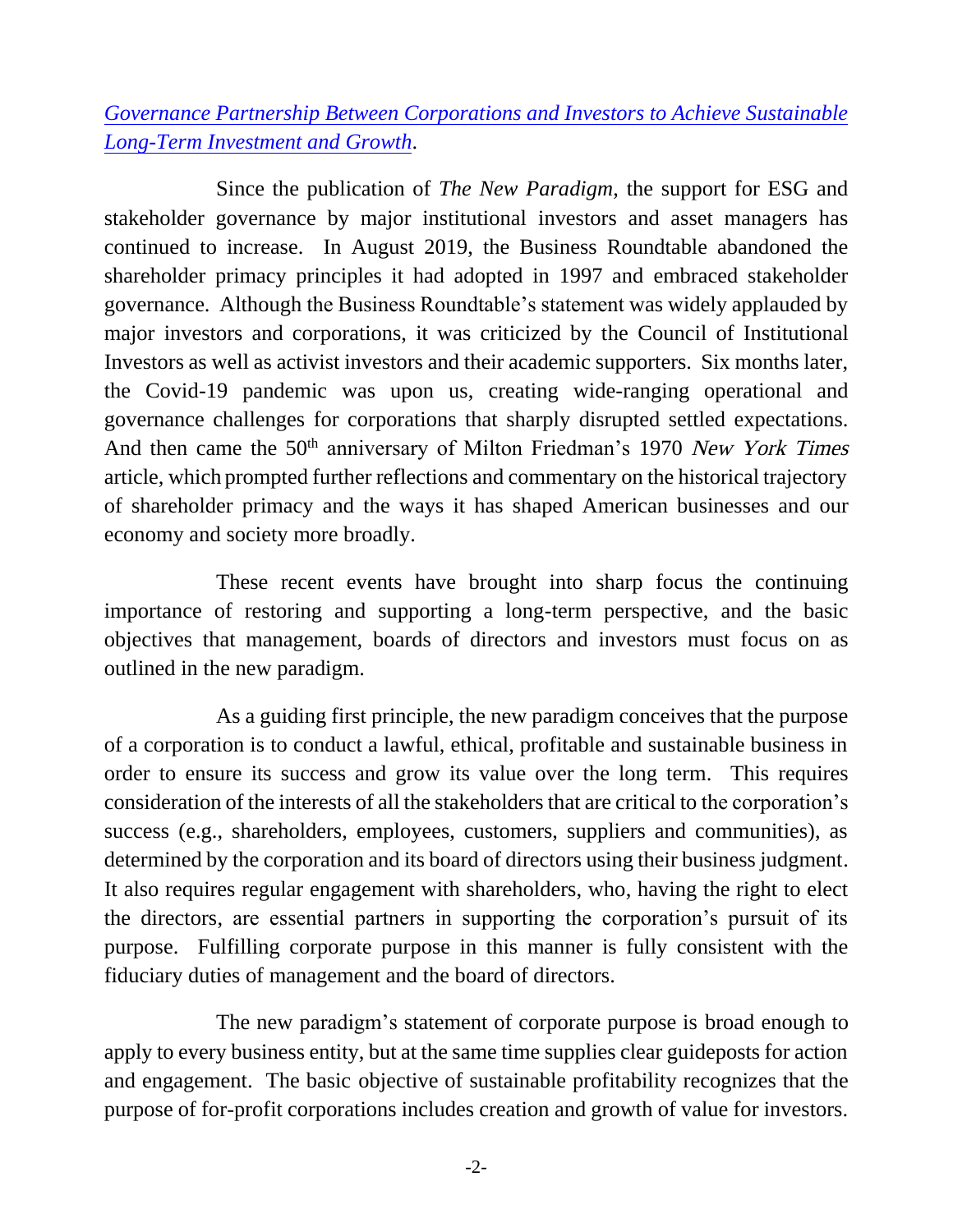[*Governance Partnership Between Corporations and Investors to Achieve Sustainable Long-Term Investment and Growth*](#).

Since the publication of *The New Paradigm*, the support for ESG and stakeholder governance by major institutional investors and asset managers has continued to increase. In August 2019, the Business Roundtable abandoned the shareholder primacy principles it had adopted in 1997 and embraced stakeholder governance. Although the Business Roundtable's statement was widely applauded by major investors and corporations, it was criticized by the Council of Institutional Investors as well as activist investors and their academic supporters. Six months later, the Covid-19 pandemic was upon us, creating wide-ranging operational and governance challenges for corporations that sharply disrupted settled expectations. And then came the 50th anniversary of Milton Friedman's 1970 *New York Times* article, which prompted further reflections and commentary on the historical trajectory of shareholder primacy and the ways it has shaped American businesses and our economy and society more broadly.

These recent events have brought into sharp focus the continuing importance of restoring and supporting a long-term perspective, and the basic objectives that management, boards of directors and investors must focus on as outlined in the new paradigm.

As a guiding first principle, the new paradigm conceives that the purpose of a corporation is to conduct a lawful, ethical, profitable and sustainable business in order to ensure its success and grow its value over the long term. This requires consideration of the interests of all the stakeholders that are critical to the corporation's success (e.g., shareholders, employees, customers, suppliers and communities), as determined by the corporation and its board of directors using their business judgment. It also requires regular engagement with shareholders, who, having the right to elect the directors, are essential partners in supporting the corporation's pursuit of its purpose. Fulfilling corporate purpose in this manner is fully consistent with the fiduciary duties of management and the board of directors.

The new paradigm's statement of corporate purpose is broad enough to apply to every business entity, but at the same time supplies clear guideposts for action and engagement. The basic objective of sustainable profitability recognizes that the purpose of for-profit corporations includes creation and growth of value for investors.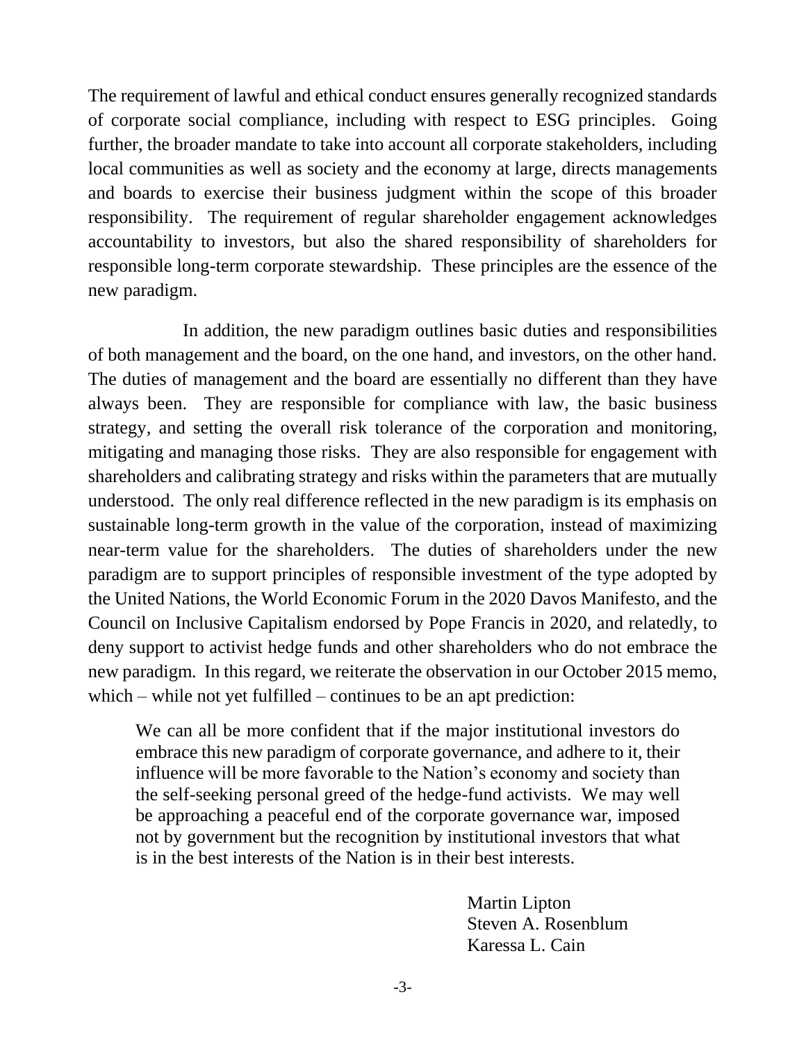The requirement of lawful and ethical conduct ensures generally recognized standards of corporate social compliance, including with respect to ESG principles. Going further, the broader mandate to take into account all corporate stakeholders, including local communities as well as society and the economy at large, directs managements and boards to exercise their business judgment within the scope of this broader responsibility. The requirement of regular shareholder engagement acknowledges accountability to investors, but also the shared responsibility of shareholders for responsible long-term corporate stewardship. These principles are the essence of the new paradigm.

In addition, the new paradigm outlines basic duties and responsibilities of both management and the board, on the one hand, and investors, on the other hand. The duties of management and the board are essentially no different than they have always been. They are responsible for compliance with law, the basic business strategy, and setting the overall risk tolerance of the corporation and monitoring, mitigating and managing those risks. They are also responsible for engagement with shareholders and calibrating strategy and risks within the parameters that are mutually understood. The only real difference reflected in the new paradigm is its emphasis on sustainable long-term growth in the value of the corporation, instead of maximizing near-term value for the shareholders. The duties of shareholders under the new paradigm are to support principles of responsible investment of the type adopted by the United Nations, the World Economic Forum in the 2020 Davos Manifesto, and the Council on Inclusive Capitalism endorsed by Pope Francis in 2020, and relatedly, to deny support to activist hedge funds and other shareholders who do not embrace the new paradigm. In this regard, we reiterate the observation in our October 2015 memo, which – while not yet fulfilled – continues to be an apt prediction:

> We can all be more confident that if the major institutional investors do embrace this new paradigm of corporate governance, and adhere to it, their influence will be more favorable to the Nation's economy and society than the self-seeking personal greed of the hedge-fund activists. We may well be approaching a peaceful end of the corporate governance war, imposed not by government but the recognition by institutional investors that what is in the best interests of the Nation is in their best interests.

Martin Lipton
Steven A. Rosenblum
Karessa L. Cain